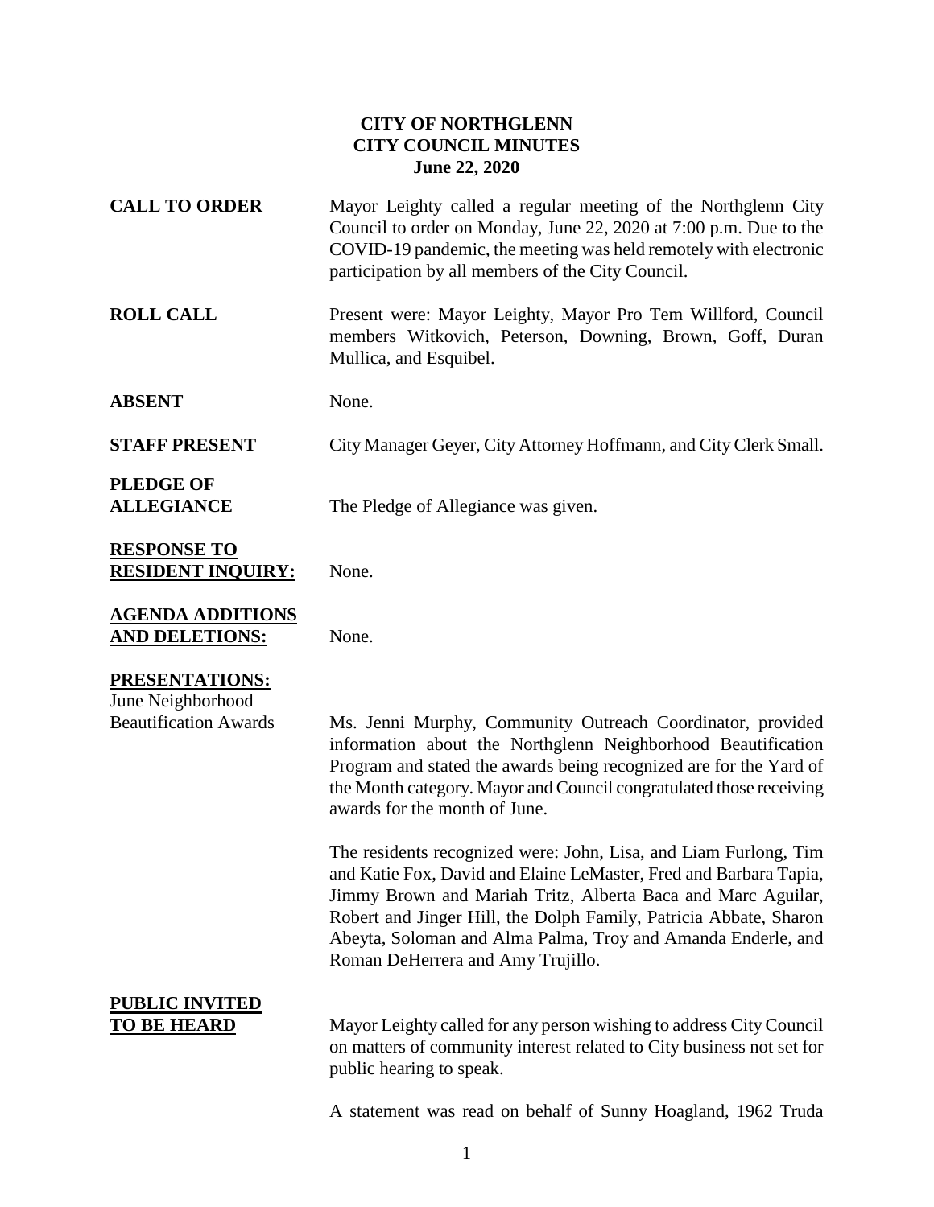# CITY OF NORTHGLENN
## CITY COUNCIL MINUTES
### June 22, 2020

**CALL TO ORDER**

Mayor Leighty called a regular meeting of the Northglenn City Council to order on Monday, June 22, 2020 at 7:00 p.m. Due to the COVID-19 pandemic, the meeting was held remotely with electronic participation by all members of the City Council.

**ROLL CALL**

Present were: Mayor Leighty, Mayor Pro Tem Willford, Council members Witkovich, Peterson, Downing, Brown, Goff, Duran Mullica, and Esquibel.

**ABSENT**

None.

**STAFF PRESENT**

City Manager Geyer, City Attorney Hoffmann, and City Clerk Small.

**PLEDGE OF ALLEGIANCE**

The Pledge of Allegiance was given.

**RESPONSE TO RESIDENT INQUIRY:**

None.

**AGENDA ADDITIONS AND DELETIONS:**

None.

**PRESENTATIONS:**

June Neighborhood Beautification Awards

Ms. Jenni Murphy, Community Outreach Coordinator, provided information about the Northglenn Neighborhood Beautification Program and stated the awards being recognized are for the Yard of the Month category. Mayor and Council congratulated those receiving awards for the month of June.

The residents recognized were: John, Lisa, and Liam Furlong, Tim and Katie Fox, David and Elaine LeMaster, Fred and Barbara Tapia, Jimmy Brown and Mariah Tritz, Alberta Baca and Marc Aguilar, Robert and Jinger Hill, the Dolph Family, Patricia Abbate, Sharon Abeyta, Soloman and Alma Palma, Troy and Amanda Enderle, and Roman DeHerrera and Amy Trujillo.

**PUBLIC INVITED TO BE HEARD**

Mayor Leighty called for any person wishing to address City Council on matters of community interest related to City business not set for public hearing to speak.

A statement was read on behalf of Sunny Hoagland, 1962 Truda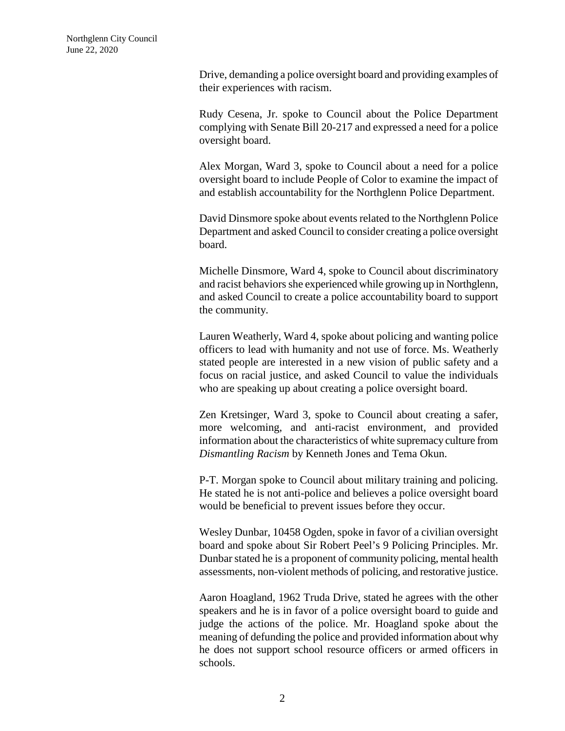Drive, demanding a police oversight board and providing examples of their experiences with racism.

Rudy Cesena, Jr. spoke to Council about the Police Department complying with Senate Bill 20-217 and expressed a need for a police oversight board.

Alex Morgan, Ward 3, spoke to Council about a need for a police oversight board to include People of Color to examine the impact of and establish accountability for the Northglenn Police Department.

David Dinsmore spoke about events related to the Northglenn Police Department and asked Council to consider creating a police oversight board.

Michelle Dinsmore, Ward 4, spoke to Council about discriminatory and racist behaviors she experienced while growing up in Northglenn, and asked Council to create a police accountability board to support the community.

Lauren Weatherly, Ward 4, spoke about policing and wanting police officers to lead with humanity and not use of force. Ms. Weatherly stated people are interested in a new vision of public safety and a focus on racial justice, and asked Council to value the individuals who are speaking up about creating a police oversight board.

Zen Kretsinger, Ward 3, spoke to Council about creating a safer, more welcoming, and anti-racist environment, and provided information about the characteristics of white supremacy culture from *Dismantling Racism* by Kenneth Jones and Tema Okun.

P-T. Morgan spoke to Council about military training and policing. He stated he is not anti-police and believes a police oversight board would be beneficial to prevent issues before they occur.

Wesley Dunbar, 10458 Ogden, spoke in favor of a civilian oversight board and spoke about Sir Robert Peel's 9 Policing Principles. Mr. Dunbar stated he is a proponent of community policing, mental health assessments, non-violent methods of policing, and restorative justice.

Aaron Hoagland, 1962 Truda Drive, stated he agrees with the other speakers and he is in favor of a police oversight board to guide and judge the actions of the police. Mr. Hoagland spoke about the meaning of defunding the police and provided information about why he does not support school resource officers or armed officers in schools.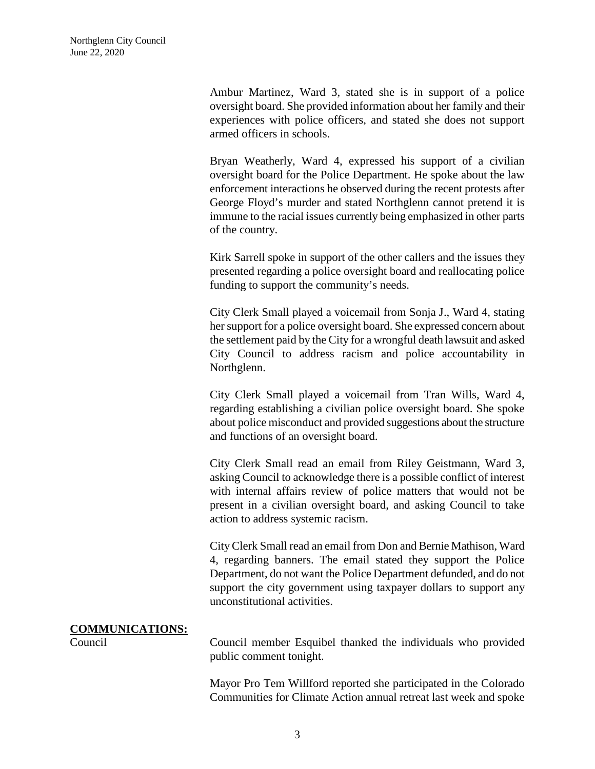Ambur Martinez, Ward 3, stated she is in support of a police oversight board. She provided information about her family and their experiences with police officers, and stated she does not support armed officers in schools.

Bryan Weatherly, Ward 4, expressed his support of a civilian oversight board for the Police Department. He spoke about the law enforcement interactions he observed during the recent protests after George Floyd's murder and stated Northglenn cannot pretend it is immune to the racial issues currently being emphasized in other parts of the country.

Kirk Sarrell spoke in support of the other callers and the issues they presented regarding a police oversight board and reallocating police funding to support the community's needs.

City Clerk Small played a voicemail from Sonja J., Ward 4, stating her support for a police oversight board. She expressed concern about the settlement paid by the City for a wrongful death lawsuit and asked City Council to address racism and police accountability in Northglenn.

City Clerk Small played a voicemail from Tran Wills, Ward 4, regarding establishing a civilian police oversight board. She spoke about police misconduct and provided suggestions about the structure and functions of an oversight board.

City Clerk Small read an email from Riley Geistmann, Ward 3, asking Council to acknowledge there is a possible conflict of interest with internal affairs review of police matters that would not be present in a civilian oversight board, and asking Council to take action to address systemic racism.

City Clerk Small read an email from Don and Bernie Mathison, Ward 4, regarding banners. The email stated they support the Police Department, do not want the Police Department defunded, and do not support the city government using taxpayer dollars to support any unconstitutional activities.

**COMMUNICATIONS:**

Council

Council member Esquibel thanked the individuals who provided public comment tonight.

Mayor Pro Tem Willford reported she participated in the Colorado Communities for Climate Action annual retreat last week and spoke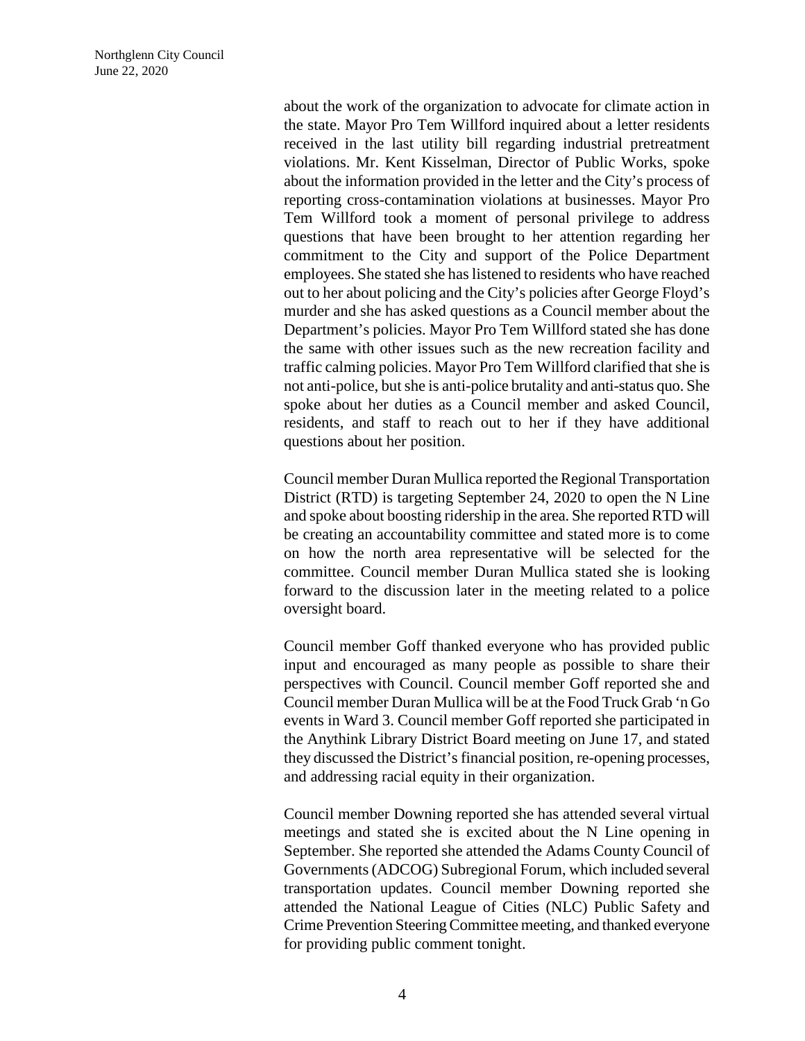about the work of the organization to advocate for climate action in the state. Mayor Pro Tem Willford inquired about a letter residents received in the last utility bill regarding industrial pretreatment violations. Mr. Kent Kisselman, Director of Public Works, spoke about the information provided in the letter and the City's process of reporting cross-contamination violations at businesses. Mayor Pro Tem Willford took a moment of personal privilege to address questions that have been brought to her attention regarding her commitment to the City and support of the Police Department employees. She stated she has listened to residents who have reached out to her about policing and the City's policies after George Floyd's murder and she has asked questions as a Council member about the Department's policies. Mayor Pro Tem Willford stated she has done the same with other issues such as the new recreation facility and traffic calming policies. Mayor Pro Tem Willford clarified that she is not anti-police, but she is anti-police brutality and anti-status quo. She spoke about her duties as a Council member and asked Council, residents, and staff to reach out to her if they have additional questions about her position.

Council member Duran Mullica reported the Regional Transportation District (RTD) is targeting September 24, 2020 to open the N Line and spoke about boosting ridership in the area. She reported RTD will be creating an accountability committee and stated more is to come on how the north area representative will be selected for the committee. Council member Duran Mullica stated she is looking forward to the discussion later in the meeting related to a police oversight board.

Council member Goff thanked everyone who has provided public input and encouraged as many people as possible to share their perspectives with Council. Council member Goff reported she and Council member Duran Mullica will be at the Food Truck Grab 'n Go events in Ward 3. Council member Goff reported she participated in the Anythink Library District Board meeting on June 17, and stated they discussed the District's financial position, re-opening processes, and addressing racial equity in their organization.

Council member Downing reported she has attended several virtual meetings and stated she is excited about the N Line opening in September. She reported she attended the Adams County Council of Governments (ADCOG) Subregional Forum, which included several transportation updates. Council member Downing reported she attended the National League of Cities (NLC) Public Safety and Crime Prevention Steering Committee meeting, and thanked everyone for providing public comment tonight.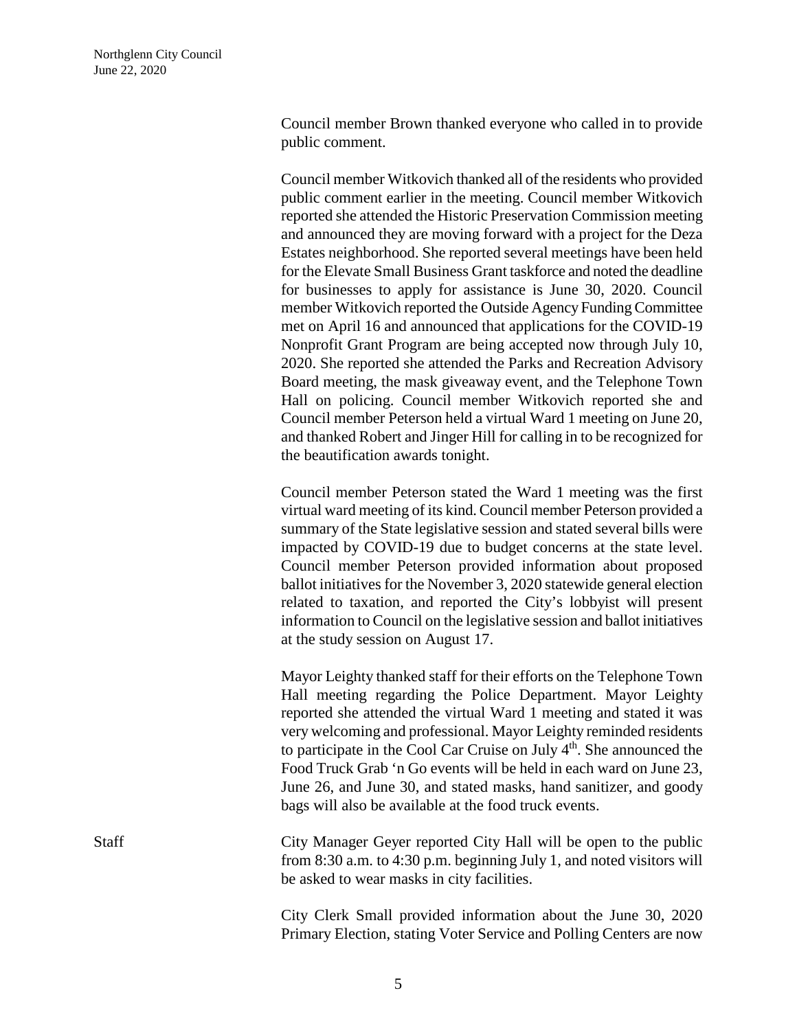Council member Brown thanked everyone who called in to provide public comment.

Council member Witkovich thanked all of the residents who provided public comment earlier in the meeting. Council member Witkovich reported she attended the Historic Preservation Commission meeting and announced they are moving forward with a project for the Deza Estates neighborhood. She reported several meetings have been held for the Elevate Small Business Grant taskforce and noted the deadline for businesses to apply for assistance is June 30, 2020. Council member Witkovich reported the Outside Agency Funding Committee met on April 16 and announced that applications for the COVID-19 Nonprofit Grant Program are being accepted now through July 10, 2020. She reported she attended the Parks and Recreation Advisory Board meeting, the mask giveaway event, and the Telephone Town Hall on policing. Council member Witkovich reported she and Council member Peterson held a virtual Ward 1 meeting on June 20, and thanked Robert and Jinger Hill for calling in to be recognized for the beautification awards tonight.

Council member Peterson stated the Ward 1 meeting was the first virtual ward meeting of its kind. Council member Peterson provided a summary of the State legislative session and stated several bills were impacted by COVID-19 due to budget concerns at the state level. Council member Peterson provided information about proposed ballot initiatives for the November 3, 2020 statewide general election related to taxation, and reported the City's lobbyist will present information to Council on the legislative session and ballot initiatives at the study session on August 17.

Mayor Leighty thanked staff for their efforts on the Telephone Town Hall meeting regarding the Police Department. Mayor Leighty reported she attended the virtual Ward 1 meeting and stated it was very welcoming and professional. Mayor Leighty reminded residents to participate in the Cool Car Cruise on July 4th. She announced the Food Truck Grab 'n Go events will be held in each ward on June 23, June 26, and June 30, and stated masks, hand sanitizer, and goody bags will also be available at the food truck events.

**Staff**

City Manager Geyer reported City Hall will be open to the public from 8:30 a.m. to 4:30 p.m. beginning July 1, and noted visitors will be asked to wear masks in city facilities.

City Clerk Small provided information about the June 30, 2020 Primary Election, stating Voter Service and Polling Centers are now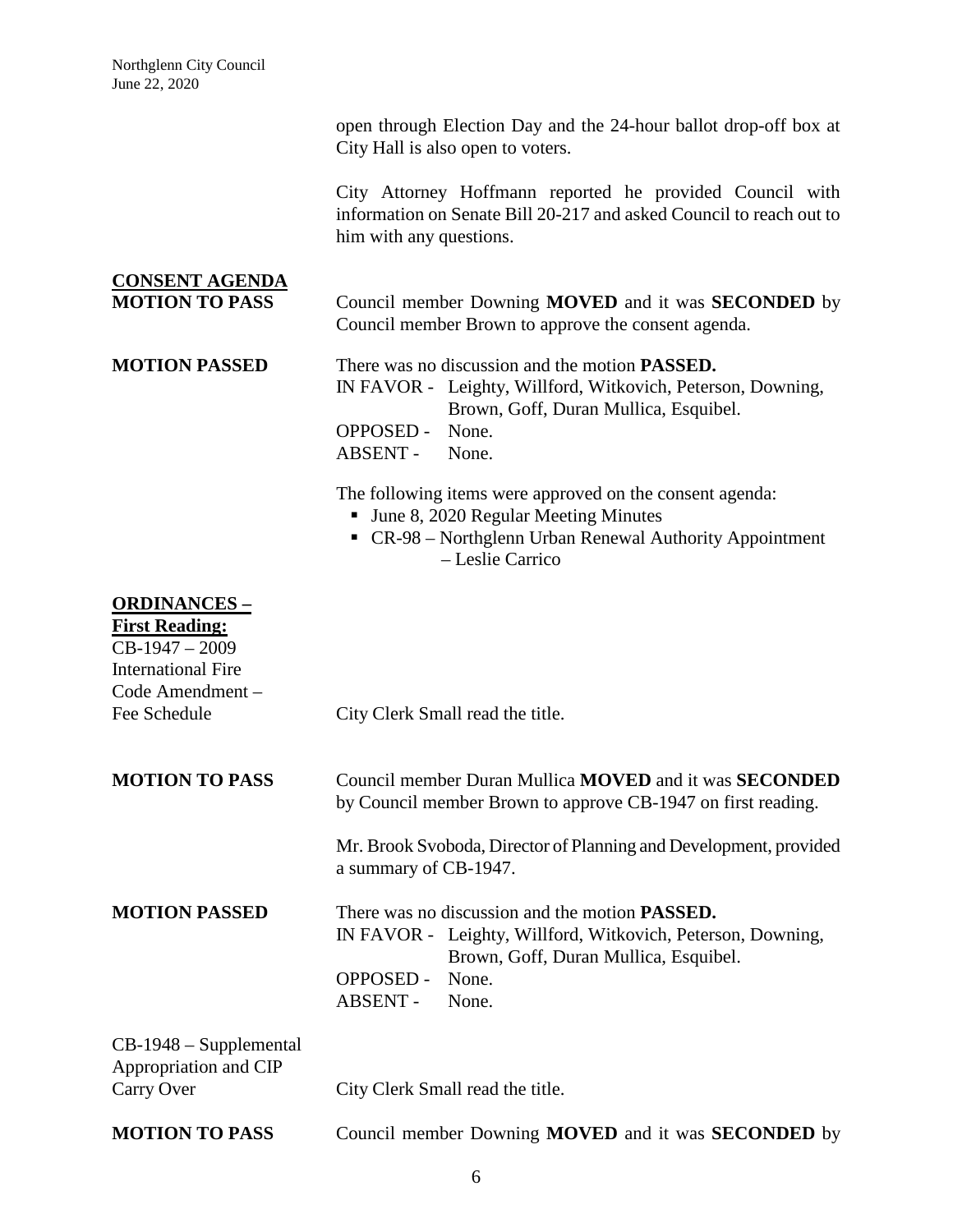open through Election Day and the 24-hour ballot drop-off box at City Hall is also open to voters.

City Attorney Hoffmann reported he provided Council with information on Senate Bill 20-217 and asked Council to reach out to him with any questions.

**CONSENT AGENDA**

**MOTION TO PASS**

Council member Downing **MOVED** and it was **SECONDED** by Council member Brown to approve the consent agenda.

**MOTION PASSED**

There was no discussion and the motion **PASSED.**

IN FAVOR - Leighty, Willford, Witkovich, Peterson, Downing, Brown, Goff, Duran Mullica, Esquibel.
OPPOSED - None.
ABSENT - None.

The following items were approved on the consent agenda:

- June 8, 2020 Regular Meeting Minutes
- CR-98 – Northglenn Urban Renewal Authority Appointment – Leslie Carrico

**ORDINANCES – First Reading:**

CB-1947 – 2009 International Fire Code Amendment – Fee Schedule

City Clerk Small read the title.

**MOTION TO PASS**

Council member Duran Mullica **MOVED** and it was **SECONDED** by Council member Brown to approve CB-1947 on first reading.

Mr. Brook Svoboda, Director of Planning and Development, provided a summary of CB-1947.

**MOTION PASSED**

There was no discussion and the motion **PASSED.**

IN FAVOR - Leighty, Willford, Witkovich, Peterson, Downing, Brown, Goff, Duran Mullica, Esquibel.
OPPOSED - None.
ABSENT - None.

CB-1948 – Supplemental Appropriation and CIP Carry Over

City Clerk Small read the title.

**MOTION TO PASS**

Council member Downing **MOVED** and it was **SECONDED** by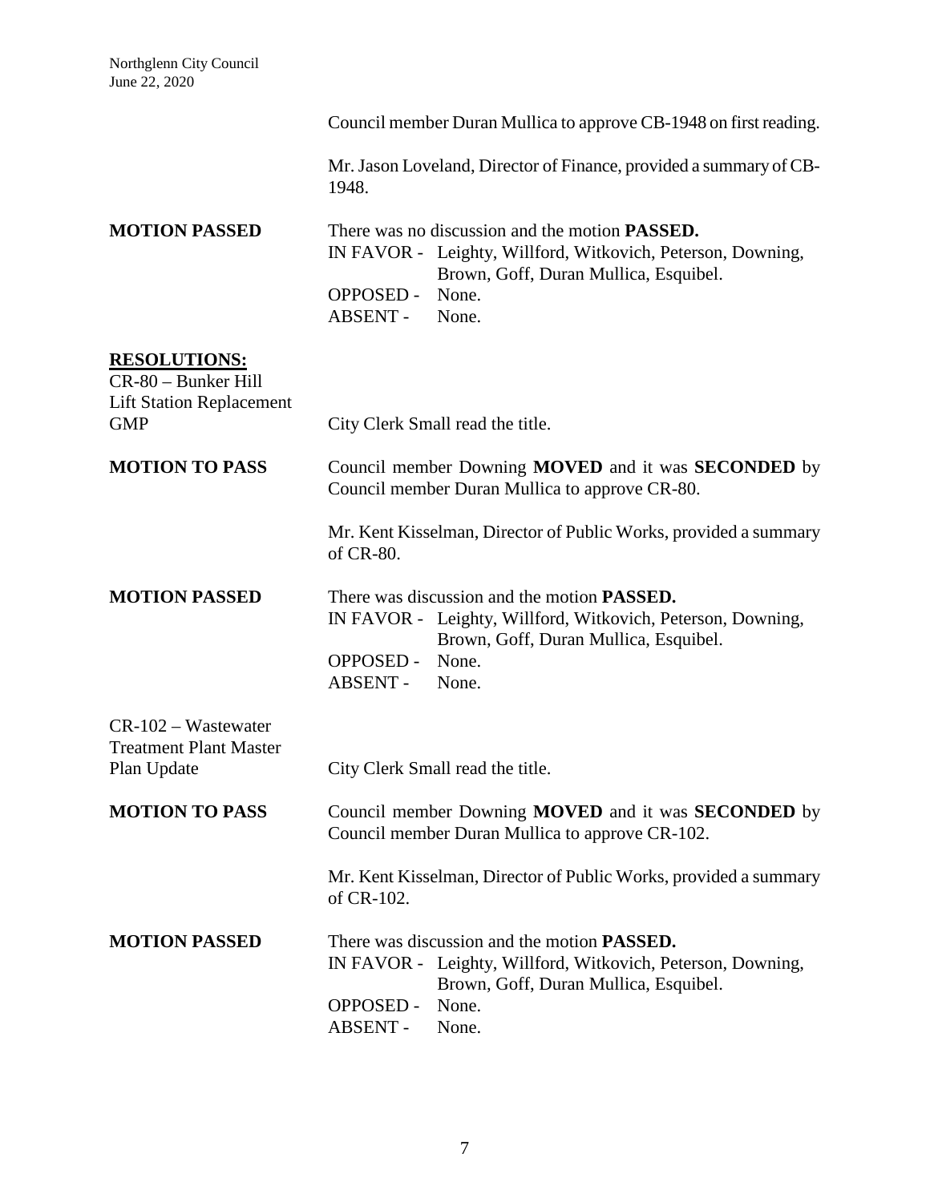Council member Duran Mullica to approve CB-1948 on first reading.

Mr. Jason Loveland, Director of Finance, provided a summary of CB-1948.

**MOTION PASSED**

There was no discussion and the motion **PASSED.**

IN FAVOR - Leighty, Willford, Witkovich, Peterson, Downing, Brown, Goff, Duran Mullica, Esquibel.
OPPOSED - None.
ABSENT - None.

**RESOLUTIONS:**

CR-80 – Bunker Hill Lift Station Replacement GMP

City Clerk Small read the title.

**MOTION TO PASS**

Council member Downing **MOVED** and it was **SECONDED** by Council member Duran Mullica to approve CR-80.

Mr. Kent Kisselman, Director of Public Works, provided a summary of CR-80.

**MOTION PASSED**

There was discussion and the motion **PASSED.**

IN FAVOR - Leighty, Willford, Witkovich, Peterson, Downing, Brown, Goff, Duran Mullica, Esquibel.
OPPOSED - None.
ABSENT - None.

CR-102 – Wastewater Treatment Plant Master Plan Update

City Clerk Small read the title.

**MOTION TO PASS**

Council member Downing **MOVED** and it was **SECONDED** by Council member Duran Mullica to approve CR-102.

Mr. Kent Kisselman, Director of Public Works, provided a summary of CR-102.

**MOTION PASSED**

There was discussion and the motion **PASSED.**

IN FAVOR - Leighty, Willford, Witkovich, Peterson, Downing, Brown, Goff, Duran Mullica, Esquibel.
OPPOSED - None.
ABSENT - None.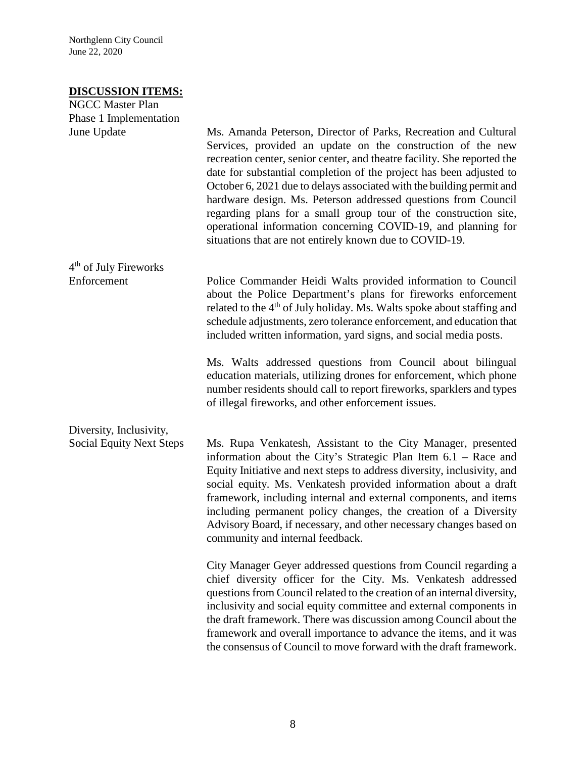## DISCUSSION ITEMS:

**NGCC Master Plan Phase 1 Implementation June Update**

Ms. Amanda Peterson, Director of Parks, Recreation and Cultural Services, provided an update on the construction of the new recreation center, senior center, and theatre facility. She reported the date for substantial completion of the project has been adjusted to October 6, 2021 due to delays associated with the building permit and hardware design. Ms. Peterson addressed questions from Council regarding plans for a small group tour of the construction site, operational information concerning COVID-19, and planning for situations that are not entirely known due to COVID-19.

**4th of July Fireworks Enforcement**

Police Commander Heidi Walts provided information to Council about the Police Department's plans for fireworks enforcement related to the 4th of July holiday. Ms. Walts spoke about staffing and schedule adjustments, zero tolerance enforcement, and education that included written information, yard signs, and social media posts.

Ms. Walts addressed questions from Council about bilingual education materials, utilizing drones for enforcement, which phone number residents should call to report fireworks, sparklers and types of illegal fireworks, and other enforcement issues.

**Diversity, Inclusivity, Social Equity Next Steps**

Ms. Rupa Venkatesh, Assistant to the City Manager, presented information about the City's Strategic Plan Item 6.1 – Race and Equity Initiative and next steps to address diversity, inclusivity, and social equity. Ms. Venkatesh provided information about a draft framework, including internal and external components, and items including permanent policy changes, the creation of a Diversity Advisory Board, if necessary, and other necessary changes based on community and internal feedback.

City Manager Geyer addressed questions from Council regarding a chief diversity officer for the City. Ms. Venkatesh addressed questions from Council related to the creation of an internal diversity, inclusivity and social equity committee and external components in the draft framework. There was discussion among Council about the framework and overall importance to advance the items, and it was the consensus of Council to move forward with the draft framework.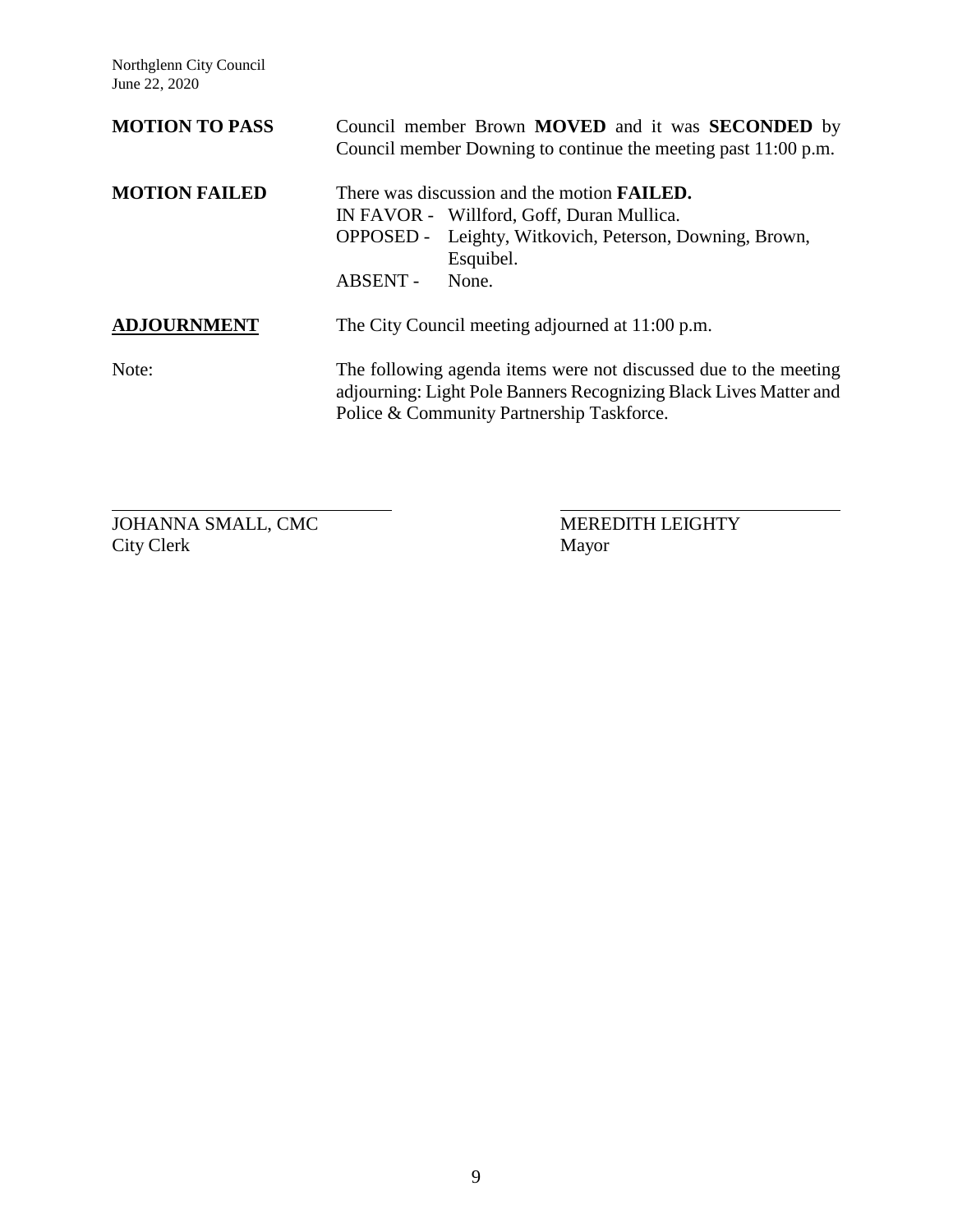**MOTION TO PASS** Council member Brown **MOVED** and it was **SECONDED** by Council member Downing to continue the meeting past 11:00 p.m.

**MOTION FAILED** There was discussion and the motion **FAILED.**

IN FAVOR - Willford, Goff, Duran Mullica.
OPPOSED - Leighty, Witkovich, Peterson, Downing, Brown, Esquibel.
ABSENT - None.

**ADJOURNMENT** The City Council meeting adjourned at 11:00 p.m.

Note: The following agenda items were not discussed due to the meeting adjourning: Light Pole Banners Recognizing Black Lives Matter and Police & Community Partnership Taskforce.

JOHANNA SMALL, CMC
City Clerk

MEREDITH LEIGHTY
Mayor